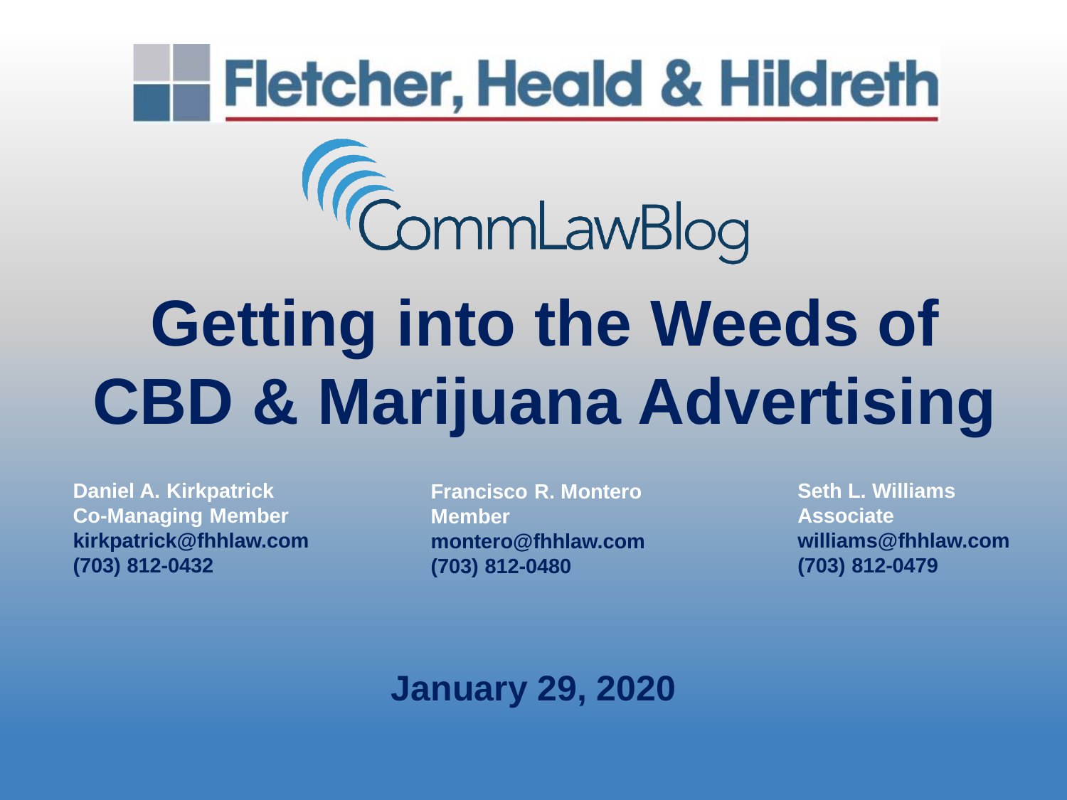Fletcher, Heald & Hildreth

CommLawBlog

# Getting into the Weeds of CBD & Marijuana Advertising

**Daniel A. Kirkpatrick**
**Co-Managing Member**
**kirkpatrick@fhhlaw.com**
**(703) 812-0432**

**Francisco R. Montero**
**Member**
**montero@fhhlaw.com**
**(703) 812-0480**

**Seth L. Williams**
**Associate**
**williams@fhhlaw.com**
**(703) 812-0479**

**January 29, 2020**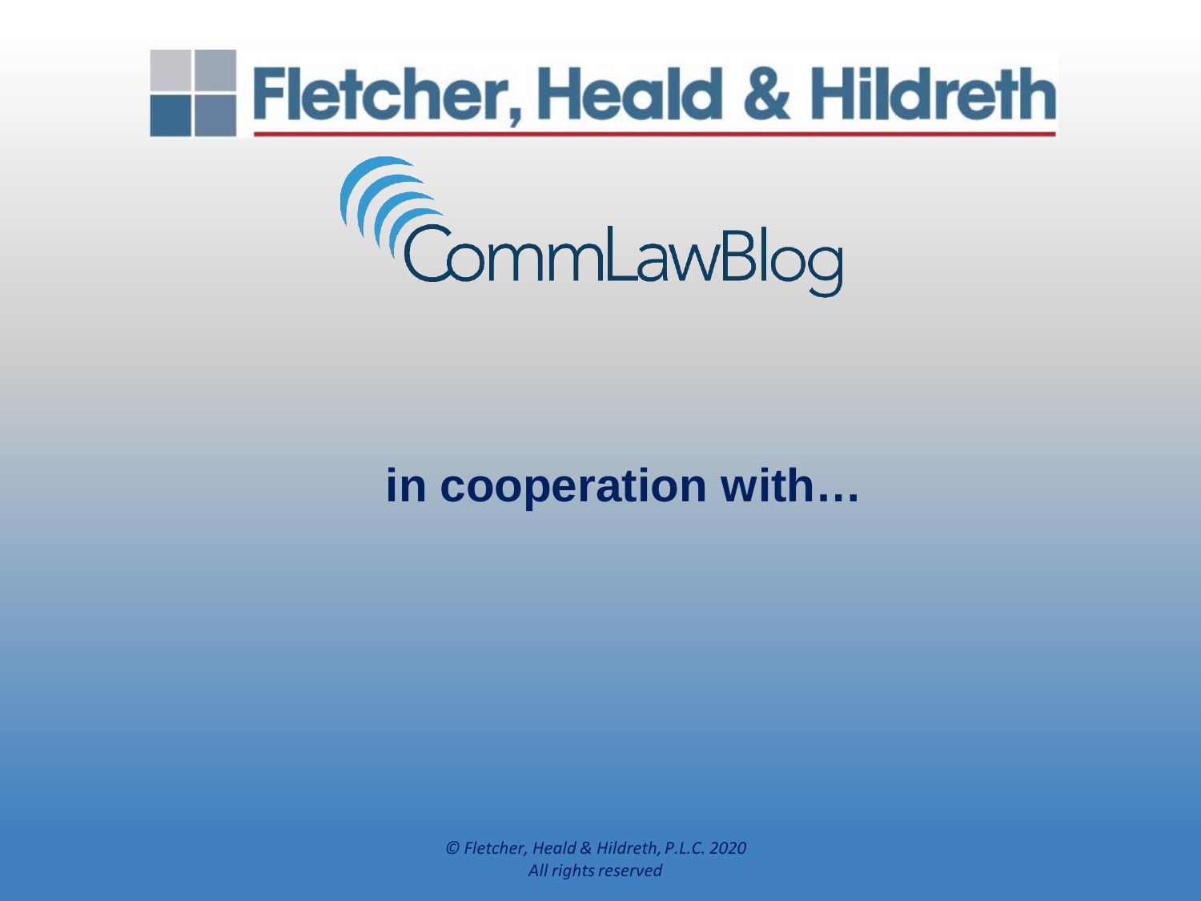# Fletcher, Heald & Hildreth

## CommLawBlog

**in cooperation with…**

*© Fletcher, Heald & Hildreth, P.L.C. 2020*
*All rights reserved*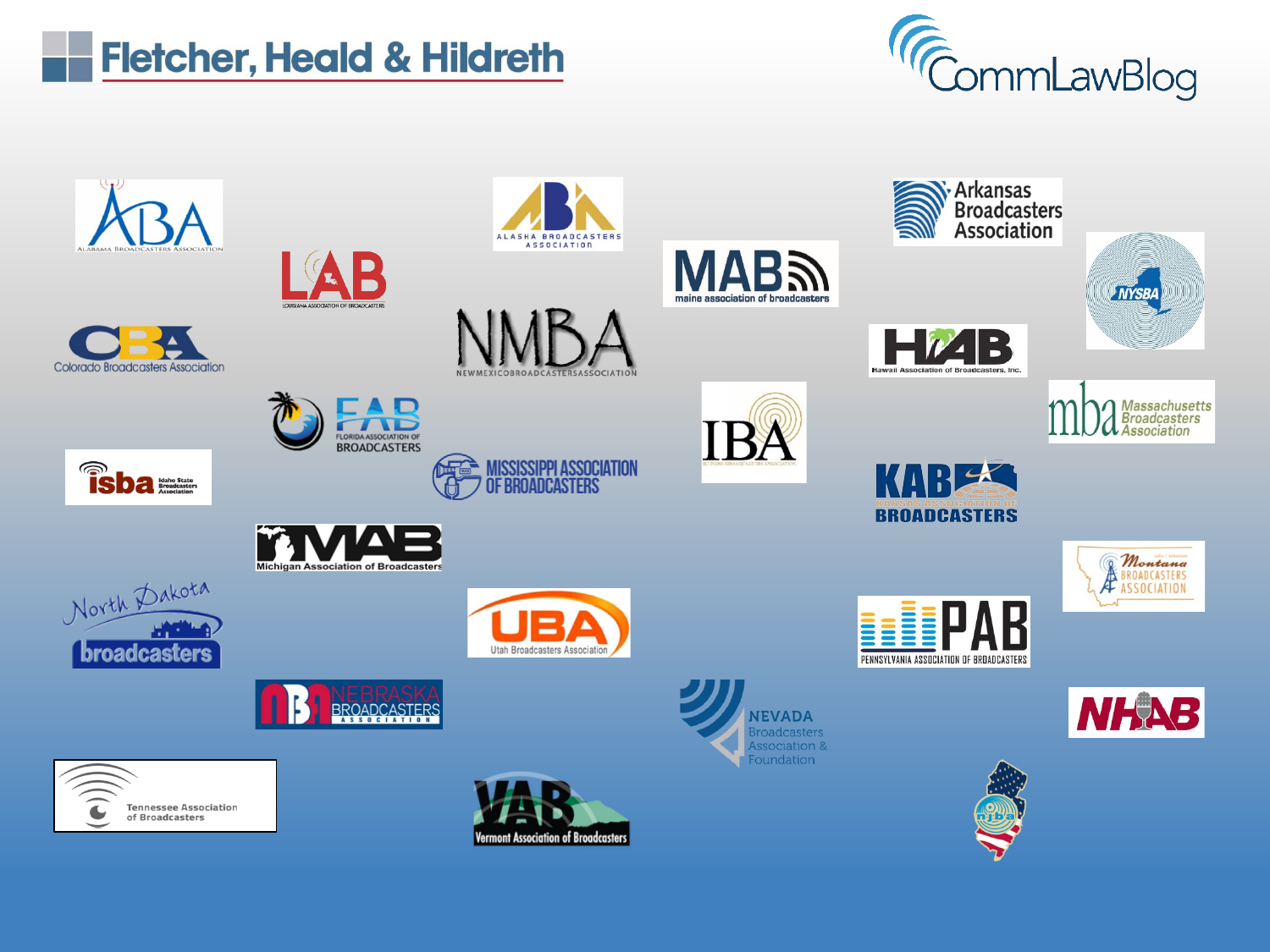Fletcher, Heald & Hildreth

CommLawBlog

ABA
ALABAMA BROADCASTERS ASSOCIATION

ABA
ALASKA BROADCASTERS ASSOCIATION

Arkansas Broadcasters Association

LAB
LOUISIANA ASSOCIATION OF BROADCASTERS

MAB
maine association of broadcasters

NYSBA

CBA
Colorado Broadcasters Association

NMBA
NEWMEXICOBROADCASTERSASSOCIATION

HAB
Hawaii Association of Broadcasters, Inc.

mba Massachusetts Broadcasters Association

FAB
FLORIDA ASSOCIATION OF BROADCASTERS

IBA
ILLINOIS BROADCASTERS ASSOCIATION

isba Idaho State Broadcasters Association

MISSISSIPPI ASSOCIATION OF BROADCASTERS

KAB
KANSAS ASSOCIATION OF BROADCASTERS

MAB
Michigan Association of Broadcasters

Montana Broadcasters Association

North Dakota broadcasters

UBA
Utah Broadcasters Association

PAB
PENNSYLVANIA ASSOCIATION OF BROADCASTERS

NBA NEBRASKA BROADCASTERS ASSOCIATION

NEVADA Broadcasters Association & Foundation

NHAB

Tennessee Association of Broadcasters

VAB
Vermont Association of Broadcasters

NJBA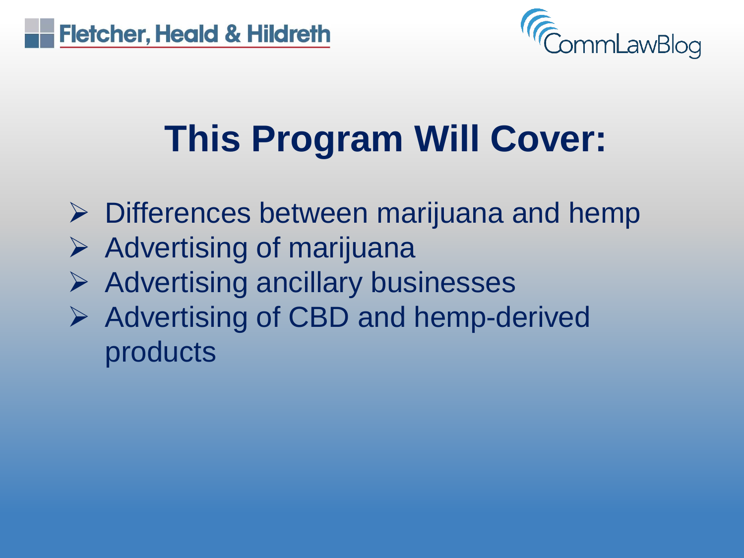# This Program Will Cover:

- Differences between marijuana and hemp
- Advertising of marijuana
- Advertising ancillary businesses
- Advertising of CBD and hemp-derived products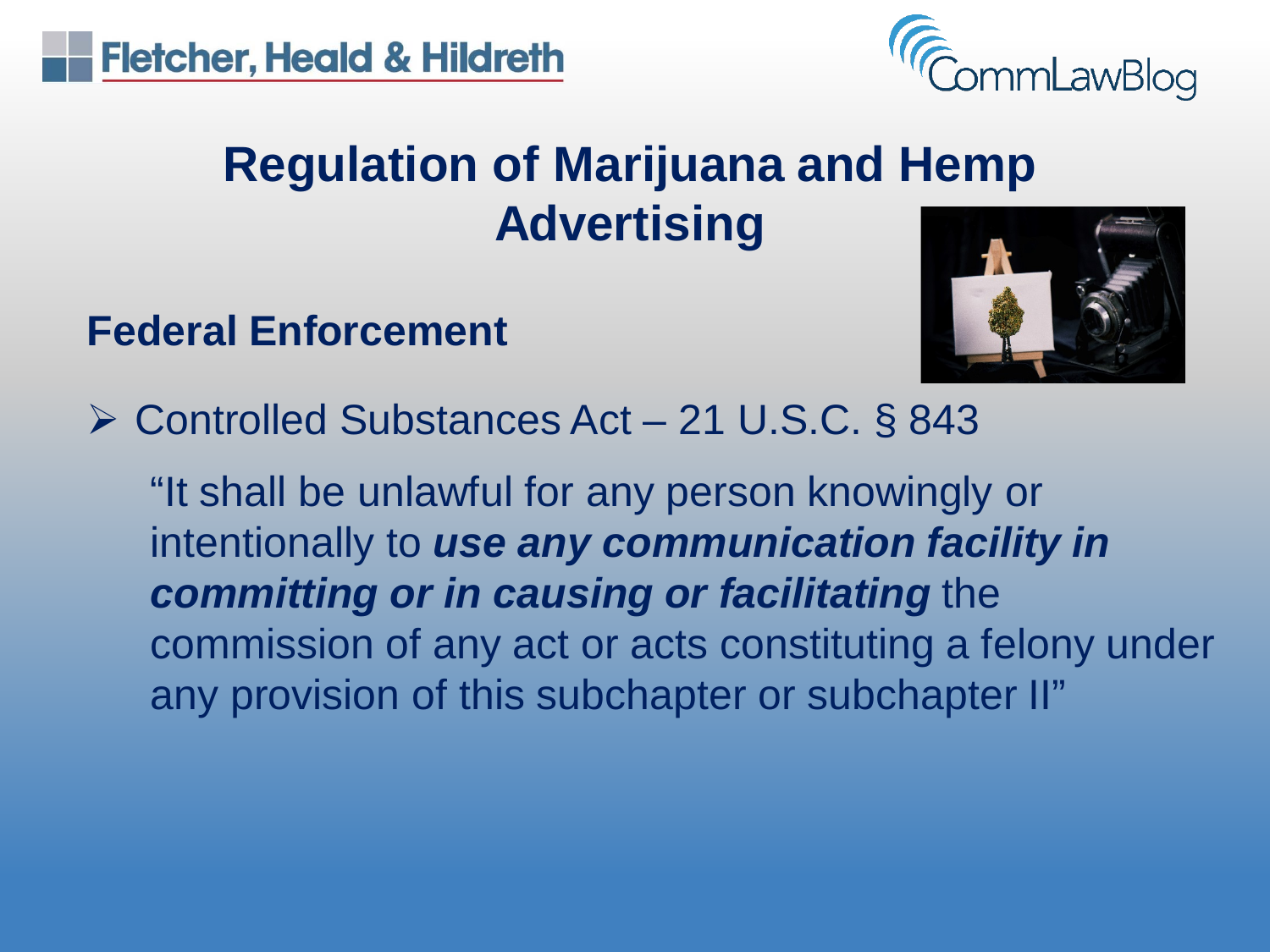# Regulation of Marijuana and Hemp Advertising

## Federal Enforcement

- Controlled Substances Act – 21 U.S.C. § 843

  "It shall be unlawful for any person knowingly or intentionally to ***use any communication facility in committing or in causing or facilitating*** the commission of any act or acts constituting a felony under any provision of this subchapter or subchapter II"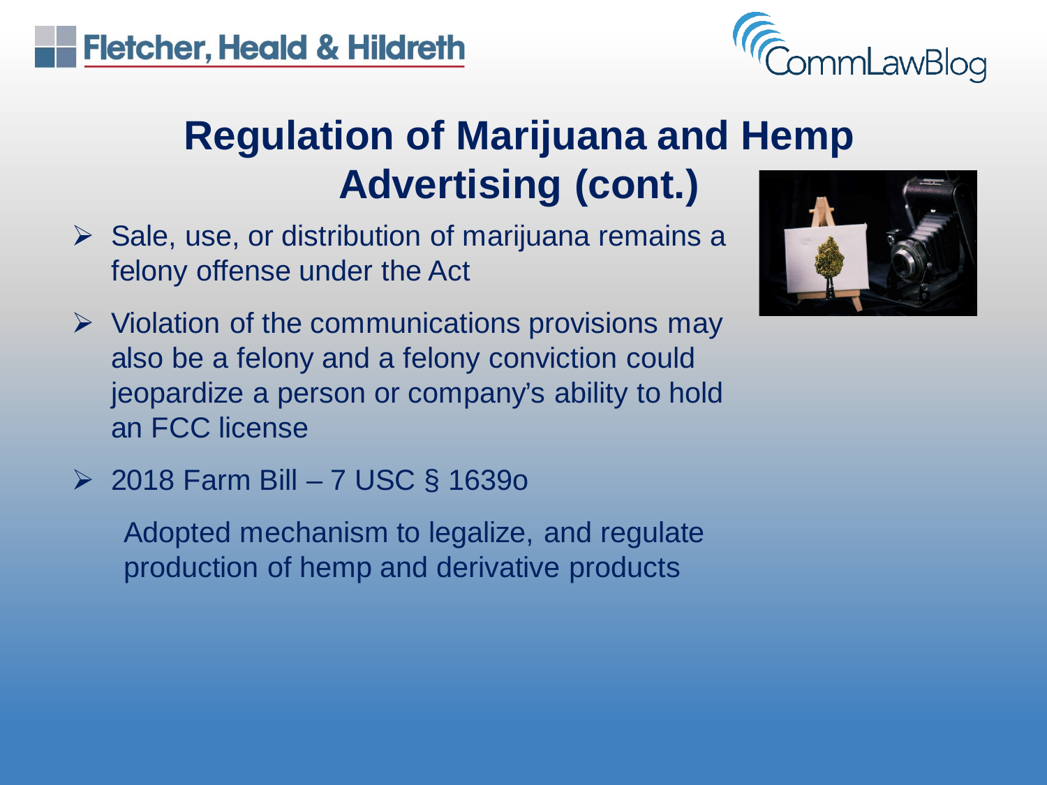# Regulation of Marijuana and Hemp Advertising (cont.)

- Sale, use, or distribution of marijuana remains a felony offense under the Act
- Violation of the communications provisions may also be a felony and a felony conviction could jeopardize a person or company's ability to hold an FCC license
- 2018 Farm Bill – 7 USC § 1639o

  Adopted mechanism to legalize, and regulate production of hemp and derivative products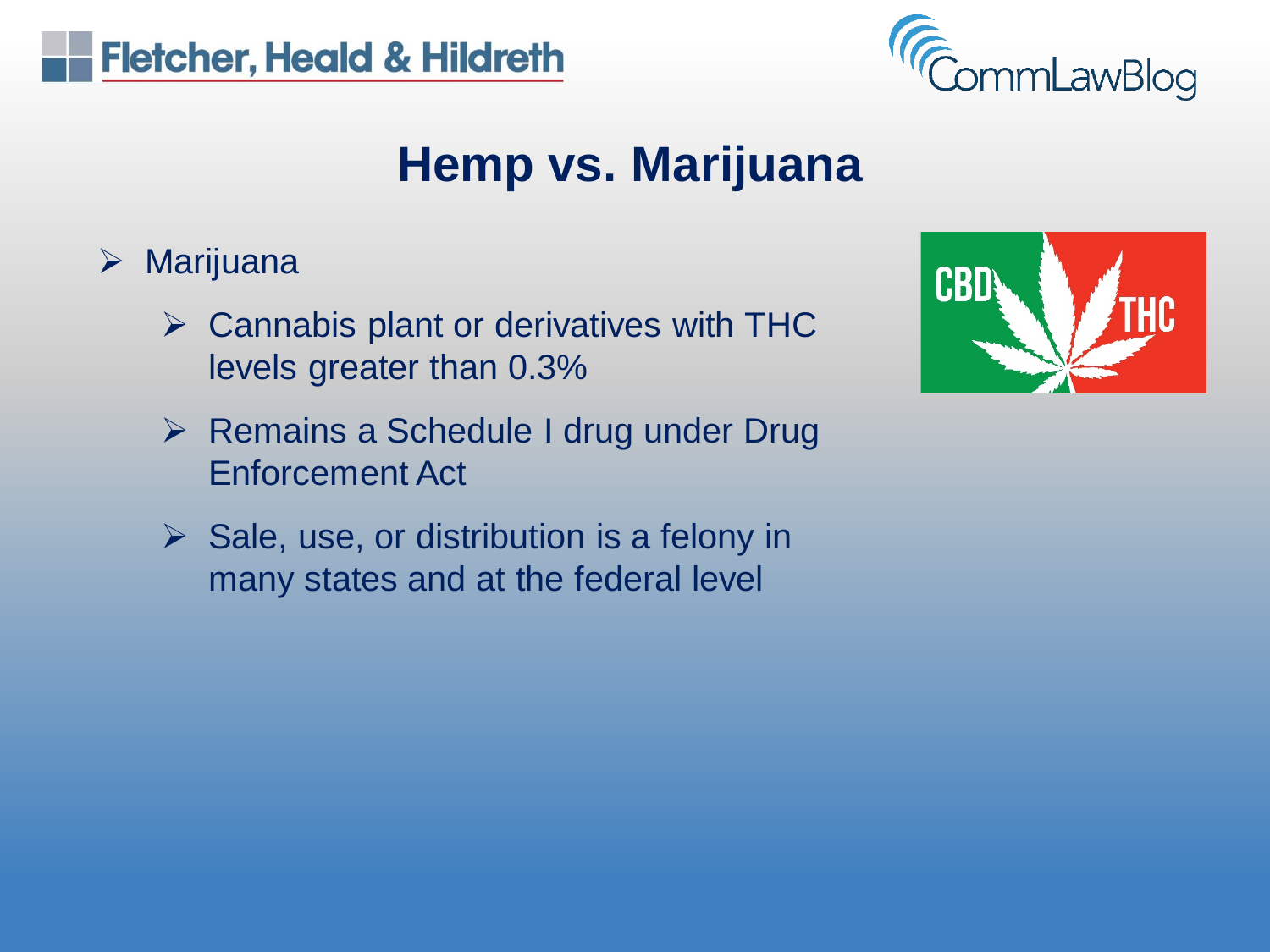# Hemp vs. Marijuana

- Marijuana
  - Cannabis plant or derivatives with THC levels greater than 0.3%
  - Remains a Schedule I drug under Drug Enforcement Act
  - Sale, use, or distribution is a felony in many states and at the federal level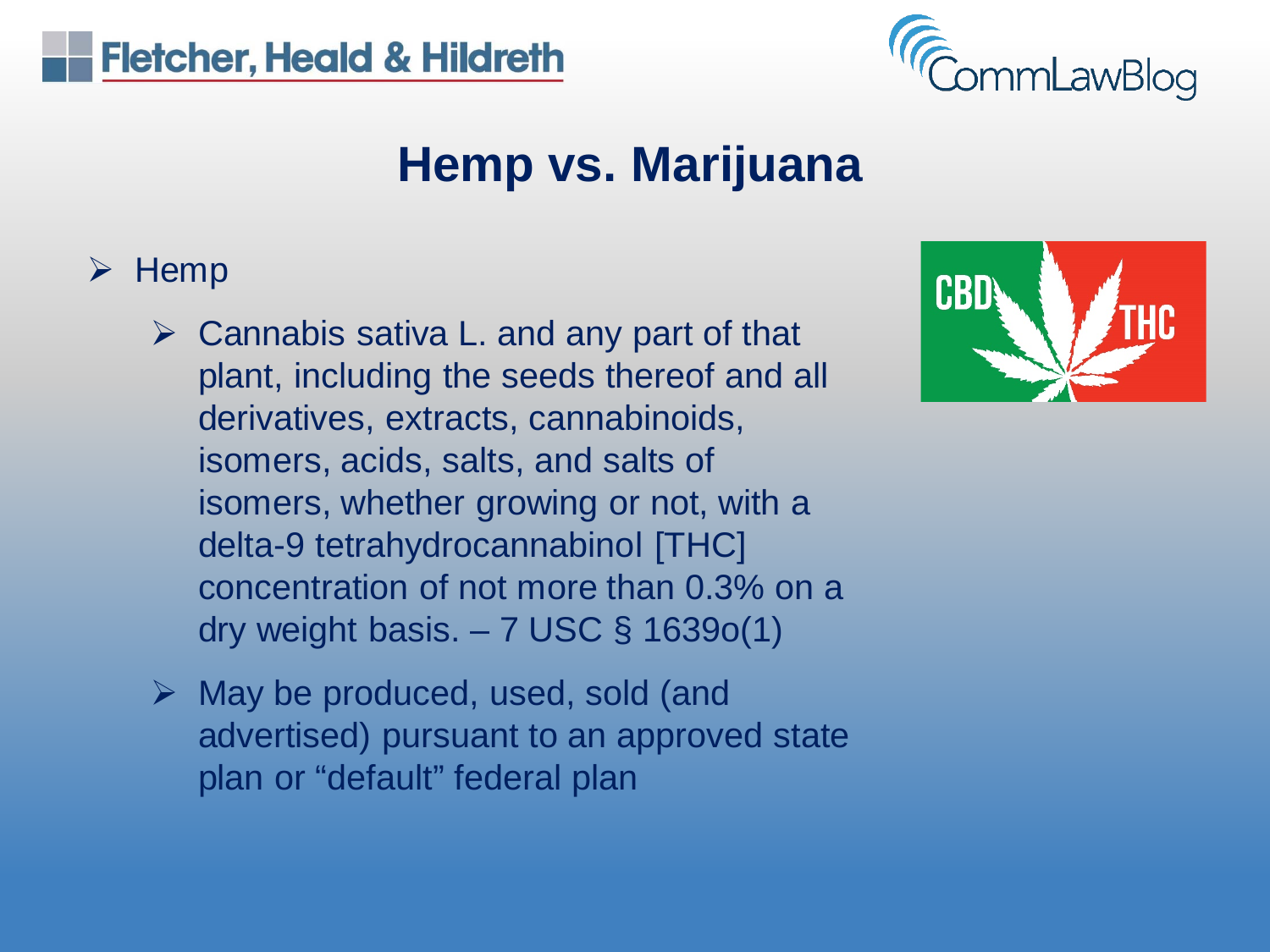# Hemp vs. Marijuana

- Hemp
  - Cannabis sativa L. and any part of that plant, including the seeds thereof and all derivatives, extracts, cannabinoids, isomers, acids, salts, and salts of isomers, whether growing or not, with a delta-9 tetrahydrocannabinol [THC] concentration of not more than 0.3% on a dry weight basis. – 7 USC § 1639o(1)
  - May be produced, used, sold (and advertised) pursuant to an approved state plan or "default" federal plan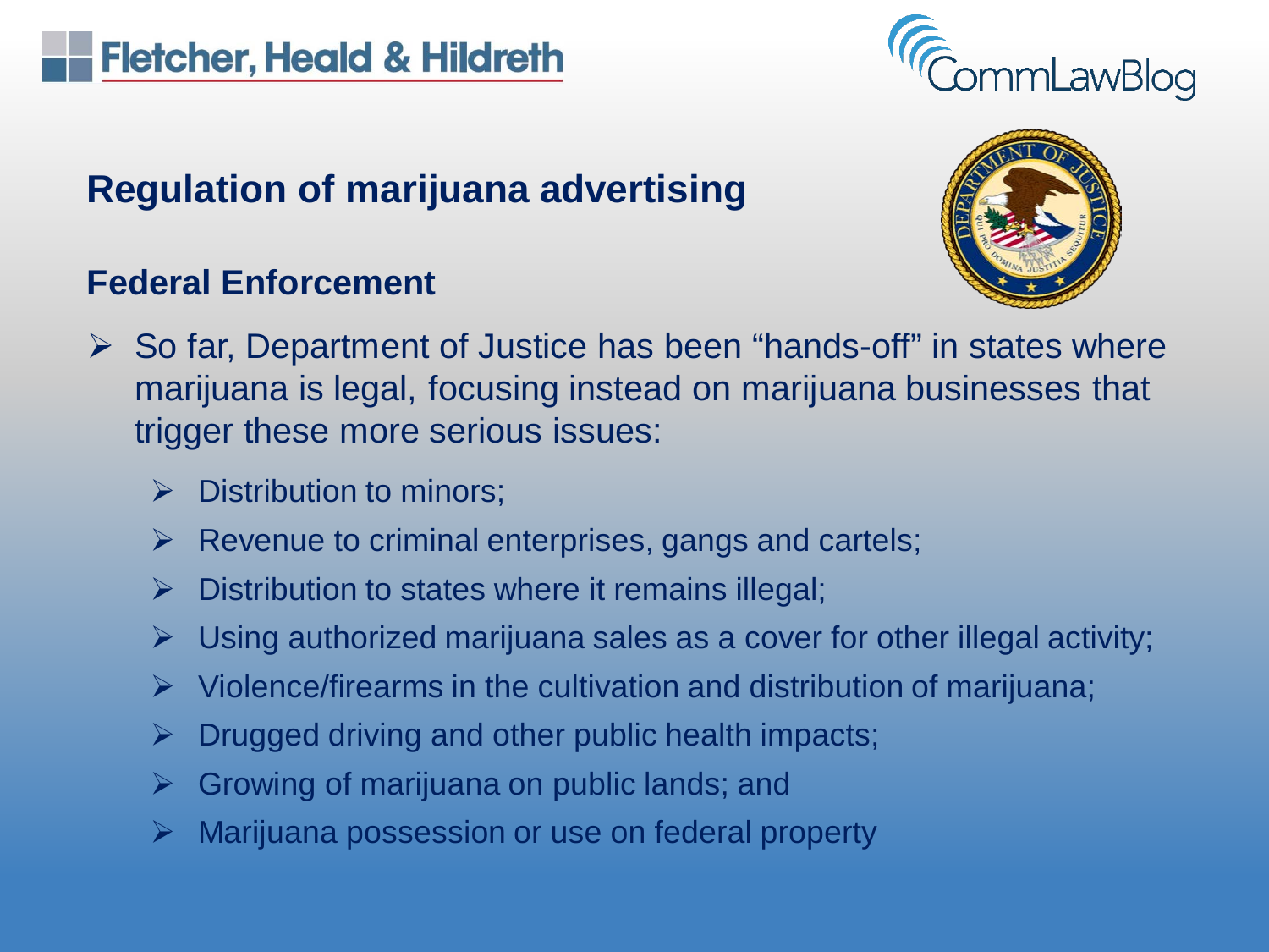## Regulation of marijuana advertising

### Federal Enforcement

- So far, Department of Justice has been "hands-off" in states where marijuana is legal, focusing instead on marijuana businesses that trigger these more serious issues:
  - Distribution to minors;
  - Revenue to criminal enterprises, gangs and cartels;
  - Distribution to states where it remains illegal;
  - Using authorized marijuana sales as a cover for other illegal activity;
  - Violence/firearms in the cultivation and distribution of marijuana;
  - Drugged driving and other public health impacts;
  - Growing of marijuana on public lands; and
  - Marijuana possession or use on federal property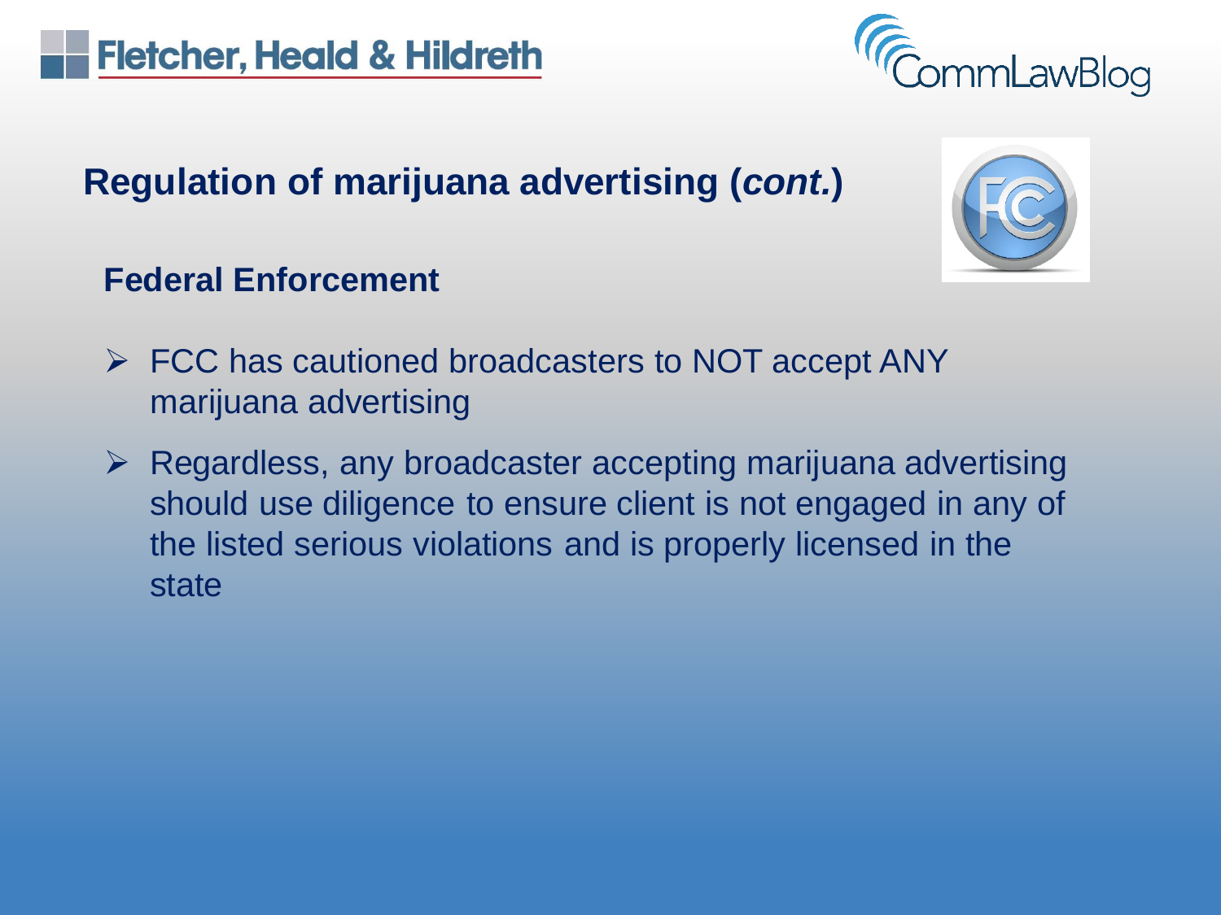## Regulation of marijuana advertising (*cont.*)

### Federal Enforcement

- FCC has cautioned broadcasters to NOT accept ANY marijuana advertising
- Regardless, any broadcaster accepting marijuana advertising should use diligence to ensure client is not engaged in any of the listed serious violations and is properly licensed in the state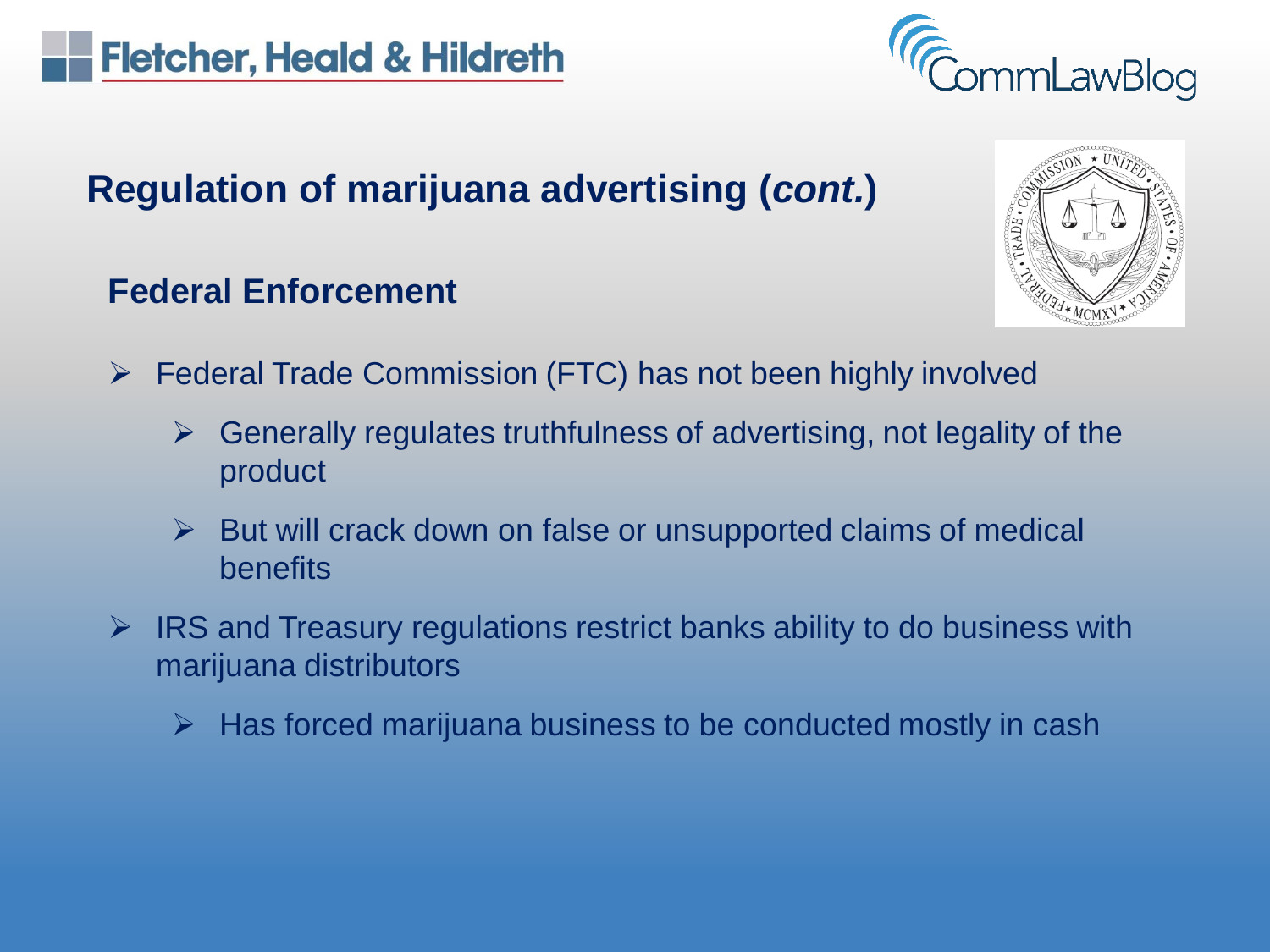## Regulation of marijuana advertising (*cont.*)

### Federal Enforcement

- Federal Trade Commission (FTC) has not been highly involved
  - Generally regulates truthfulness of advertising, not legality of the product
  - But will crack down on false or unsupported claims of medical benefits
- IRS and Treasury regulations restrict banks ability to do business with marijuana distributors
  - Has forced marijuana business to be conducted mostly in cash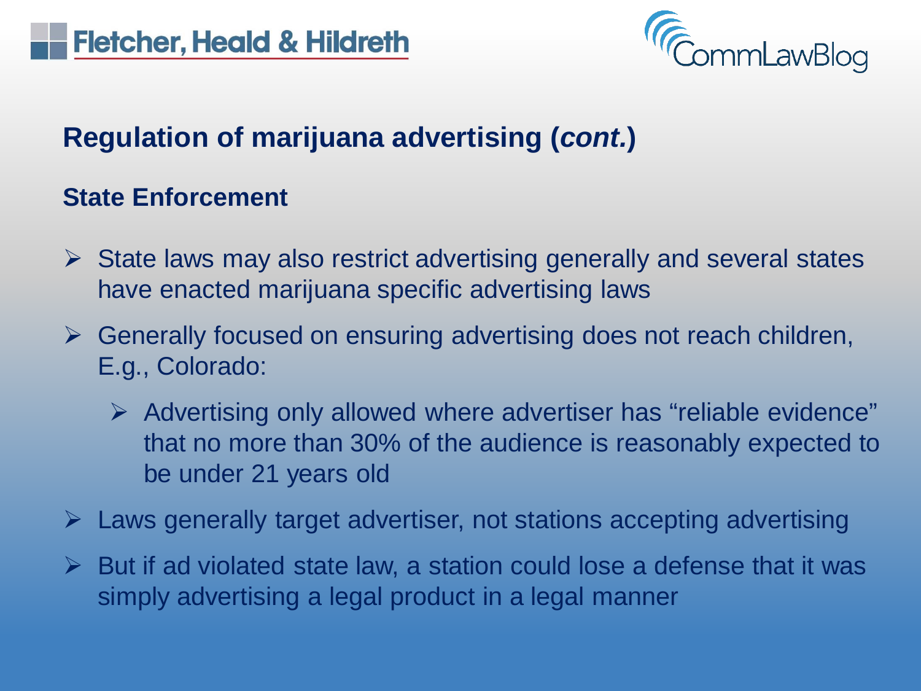## Regulation of marijuana advertising (*cont.*)

### State Enforcement

- State laws may also restrict advertising generally and several states have enacted marijuana specific advertising laws
- Generally focused on ensuring advertising does not reach children, E.g., Colorado:
  - Advertising only allowed where advertiser has "reliable evidence" that no more than 30% of the audience is reasonably expected to be under 21 years old
- Laws generally target advertiser, not stations accepting advertising
- But if ad violated state law, a station could lose a defense that it was simply advertising a legal product in a legal manner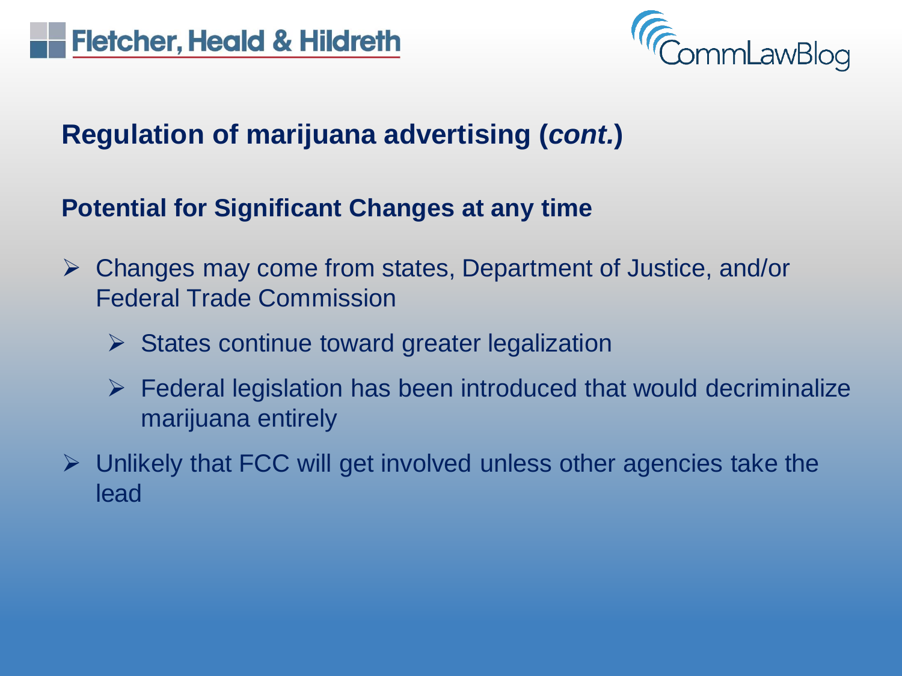## Regulation of marijuana advertising (*cont.*)

### Potential for Significant Changes at any time

- Changes may come from states, Department of Justice, and/or Federal Trade Commission
  - States continue toward greater legalization
  - Federal legislation has been introduced that would decriminalize marijuana entirely
- Unlikely that FCC will get involved unless other agencies take the lead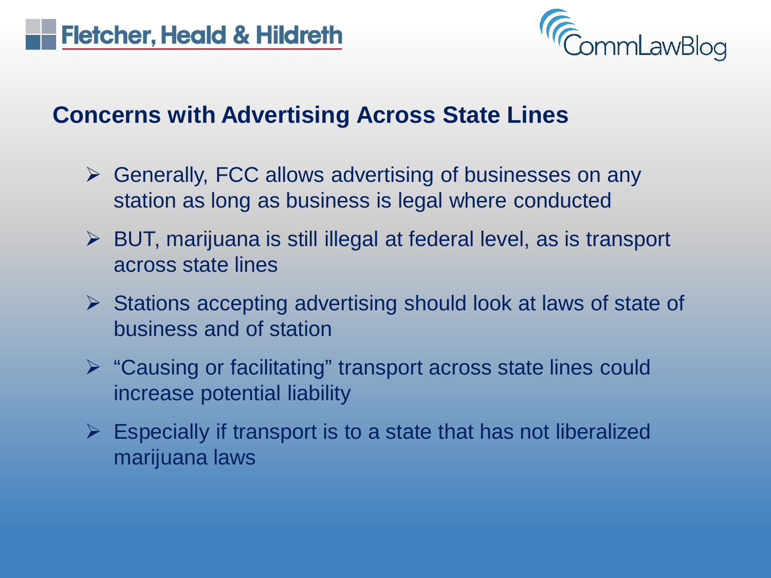## Concerns with Advertising Across State Lines

- Generally, FCC allows advertising of businesses on any station as long as business is legal where conducted
- BUT, marijuana is still illegal at federal level, as is transport across state lines
- Stations accepting advertising should look at laws of state of business and of station
- "Causing or facilitating" transport across state lines could increase potential liability
- Especially if transport is to a state that has not liberalized marijuana laws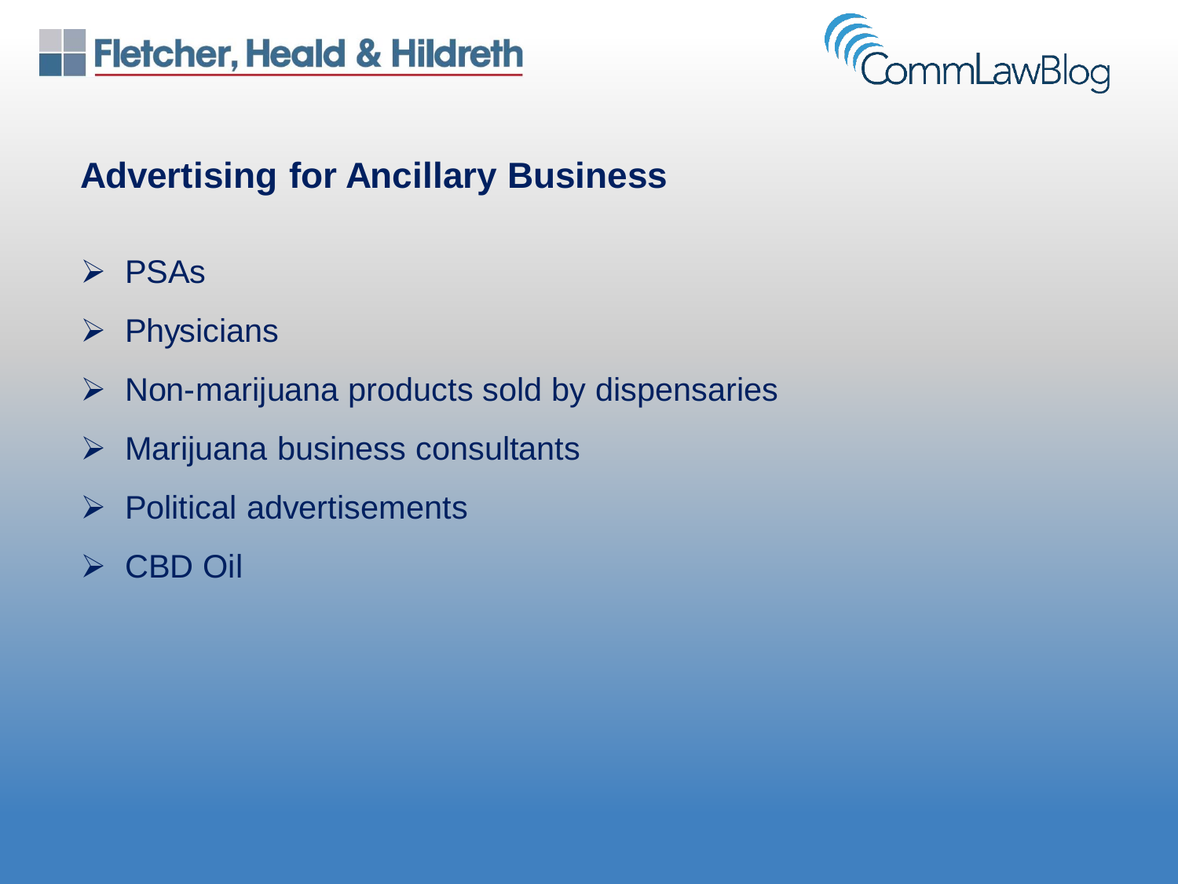## Advertising for Ancillary Business

- PSAs
- Physicians
- Non-marijuana products sold by dispensaries
- Marijuana business consultants
- Political advertisements
- CBD Oil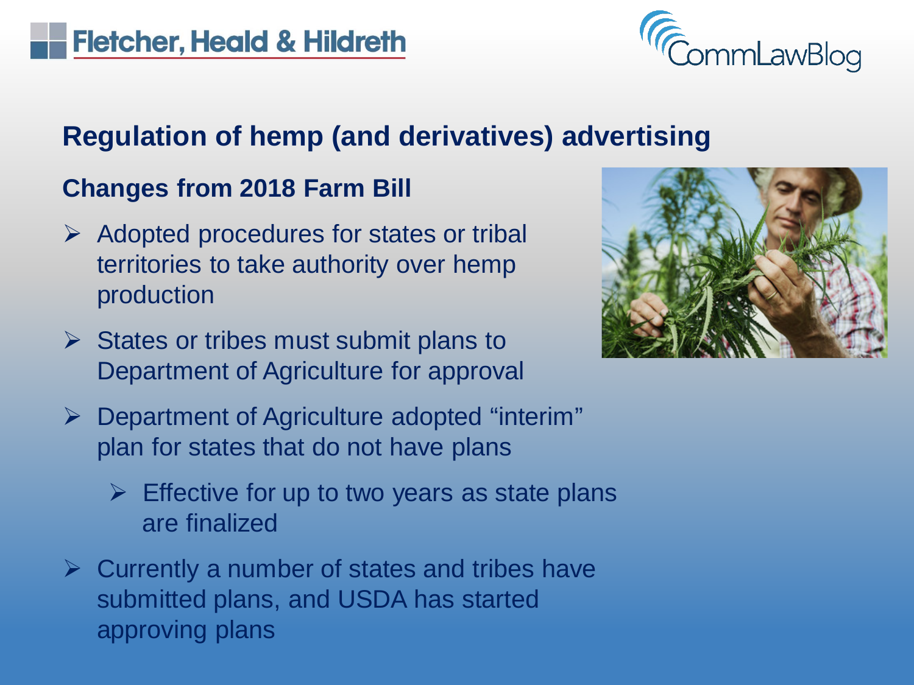## Regulation of hemp (and derivatives) advertising

### Changes from 2018 Farm Bill

- Adopted procedures for states or tribal territories to take authority over hemp production
- States or tribes must submit plans to Department of Agriculture for approval
- Department of Agriculture adopted "interim" plan for states that do not have plans
  - Effective for up to two years as state plans are finalized
- Currently a number of states and tribes have submitted plans, and USDA has started approving plans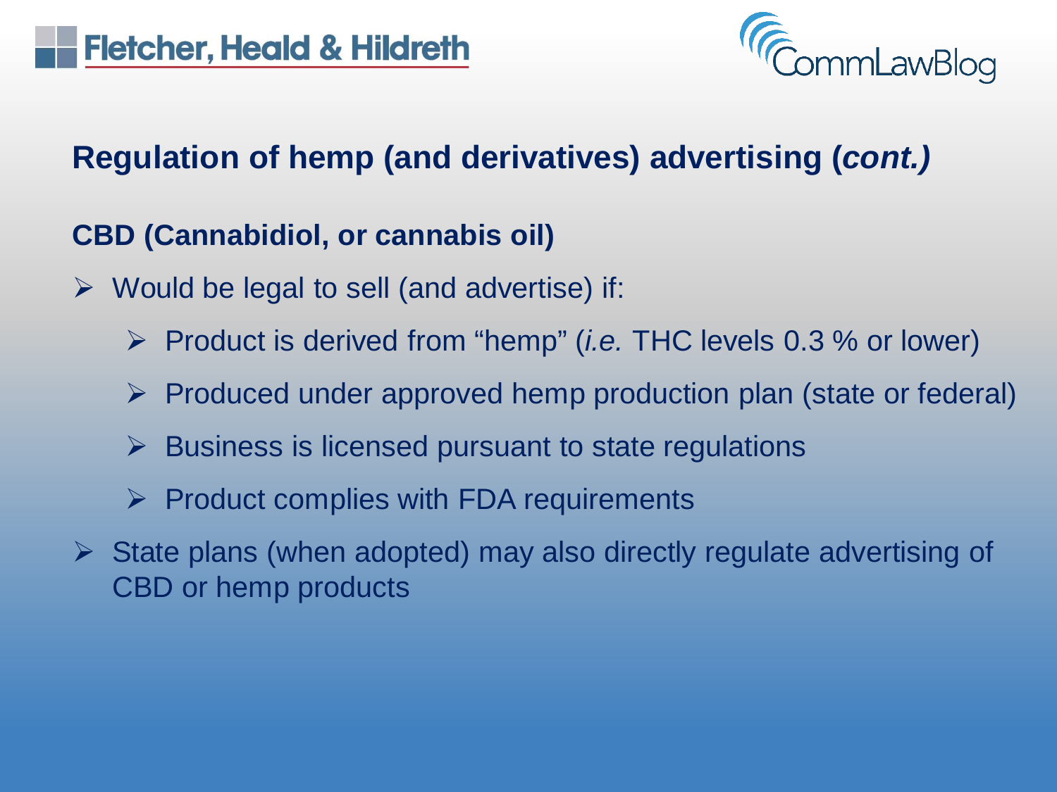## Regulation of hemp (and derivatives) advertising (*cont.)*

### CBD (Cannabidiol, or cannabis oil)

- Would be legal to sell (and advertise) if:
  - Product is derived from "hemp" (*i.e.* THC levels 0.3 % or lower)
  - Produced under approved hemp production plan (state or federal)
  - Business is licensed pursuant to state regulations
  - Product complies with FDA requirements
- State plans (when adopted) may also directly regulate advertising of CBD or hemp products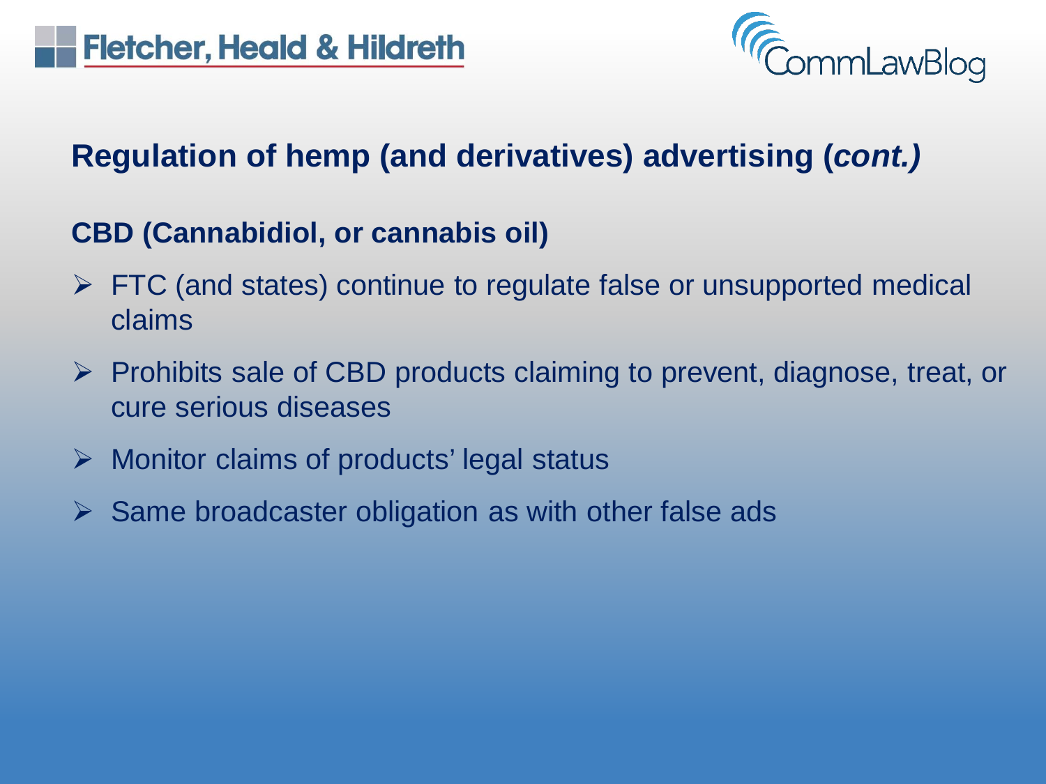## Regulation of hemp (and derivatives) advertising (*cont.)*

### CBD (Cannabidiol, or cannabis oil)

- FTC (and states) continue to regulate false or unsupported medical claims
- Prohibits sale of CBD products claiming to prevent, diagnose, treat, or cure serious diseases
- Monitor claims of products' legal status
- Same broadcaster obligation as with other false ads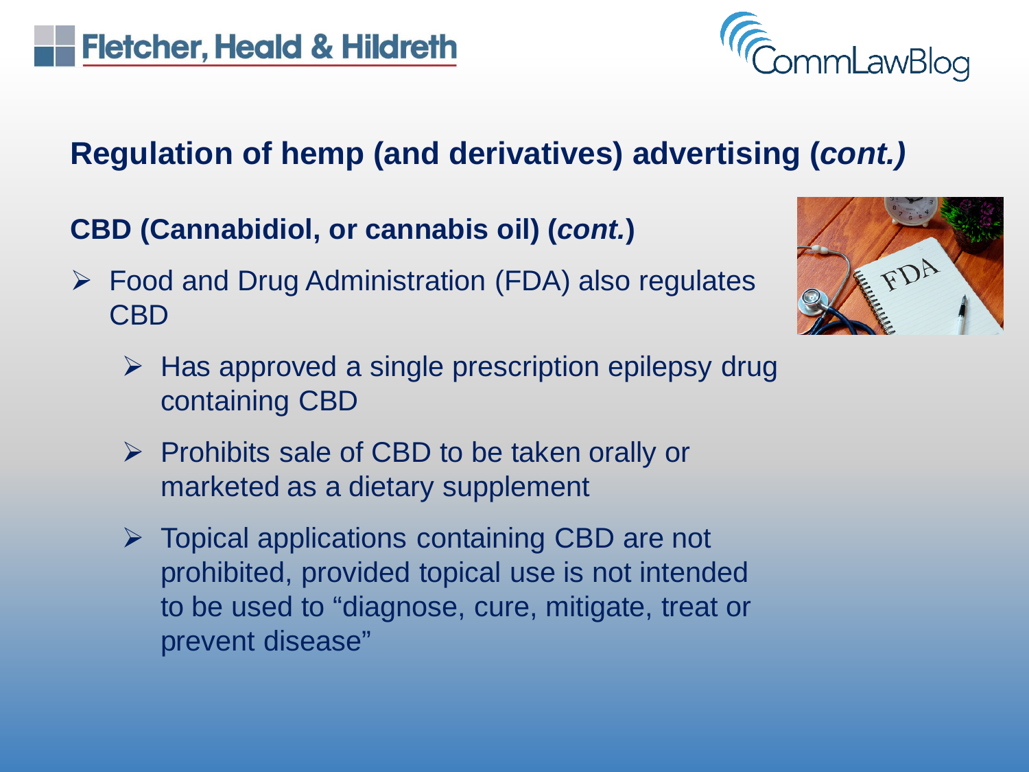## Regulation of hemp (and derivatives) advertising (*cont.)*

### CBD (Cannabidiol, or cannabis oil) (*cont.*)

- Food and Drug Administration (FDA) also regulates CBD
  - Has approved a single prescription epilepsy drug containing CBD
  - Prohibits sale of CBD to be taken orally or marketed as a dietary supplement
  - Topical applications containing CBD are not prohibited, provided topical use is not intended to be used to "diagnose, cure, mitigate, treat or prevent disease"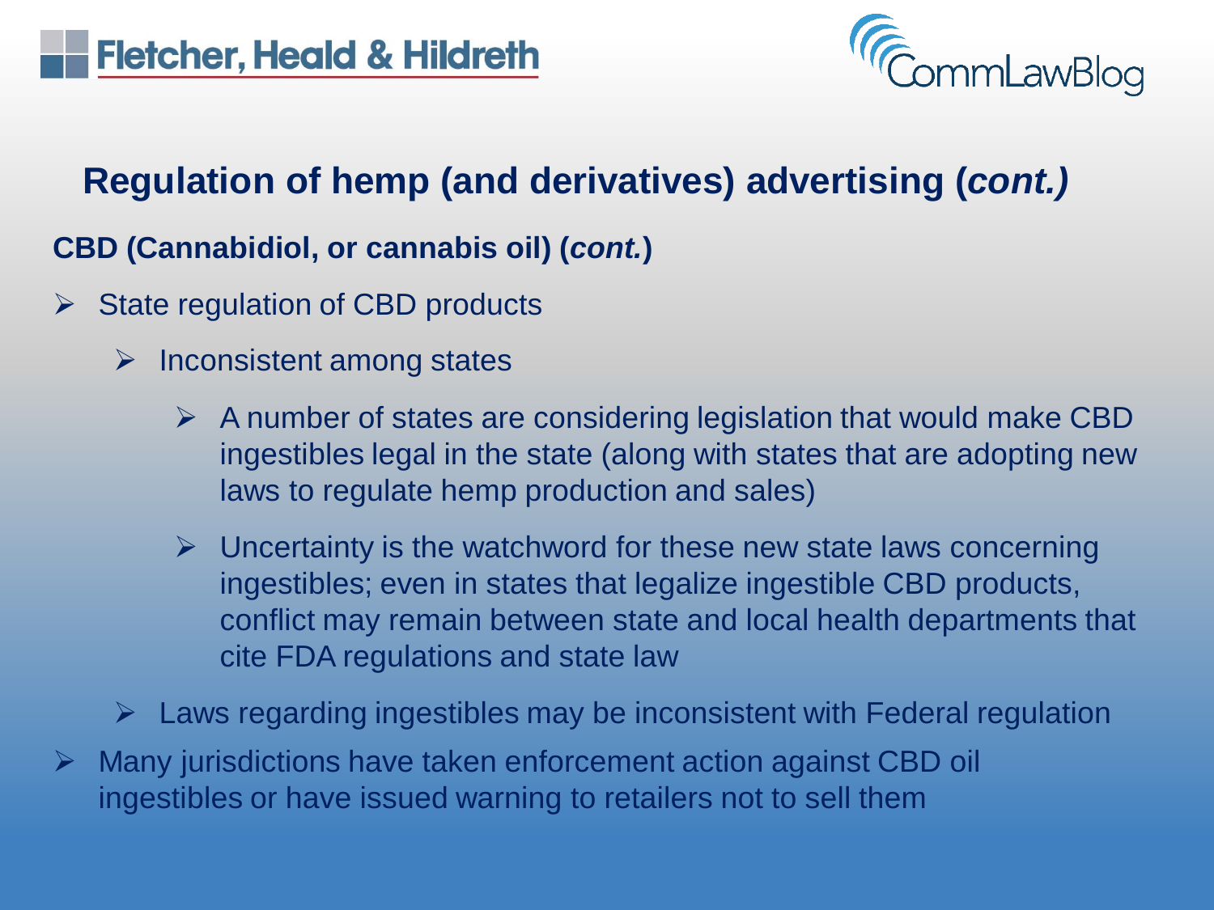## Regulation of hemp (and derivatives) advertising (*cont.)*

**CBD (Cannabidiol, or cannabis oil) (*cont.*)**

- State regulation of CBD products
  - Inconsistent among states
    - A number of states are considering legislation that would make CBD ingestibles legal in the state (along with states that are adopting new laws to regulate hemp production and sales)
    - Uncertainty is the watchword for these new state laws concerning ingestibles; even in states that legalize ingestible CBD products, conflict may remain between state and local health departments that cite FDA regulations and state law
  - Laws regarding ingestibles may be inconsistent with Federal regulation
- Many jurisdictions have taken enforcement action against CBD oil ingestibles or have issued warning to retailers not to sell them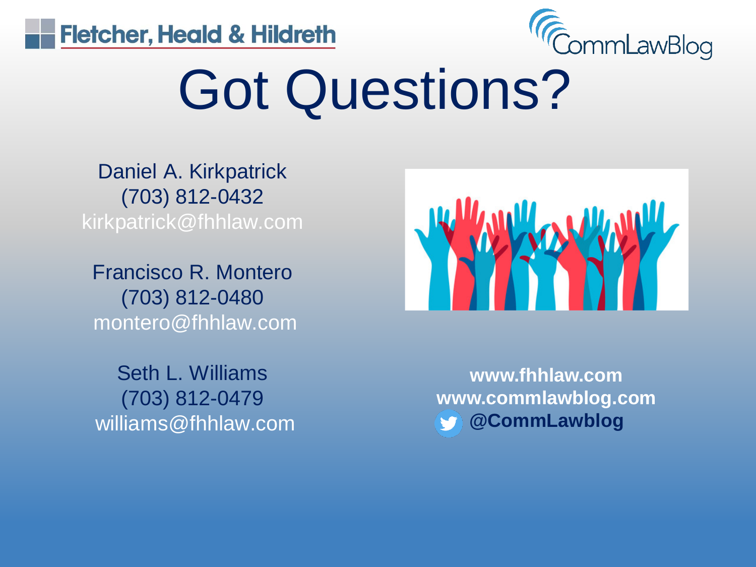Fletcher, Heald & Hildreth

CommLawBlog

# Got Questions?

Daniel A. Kirkpatrick
(703) 812-0432
kirkpatrick@fhhlaw.com

Francisco R. Montero
(703) 812-0480
montero@fhhlaw.com

Seth L. Williams
(703) 812-0479
williams@fhhlaw.com

**www.fhhlaw.com**
**www.commlawblog.com**
**@CommLawblog**